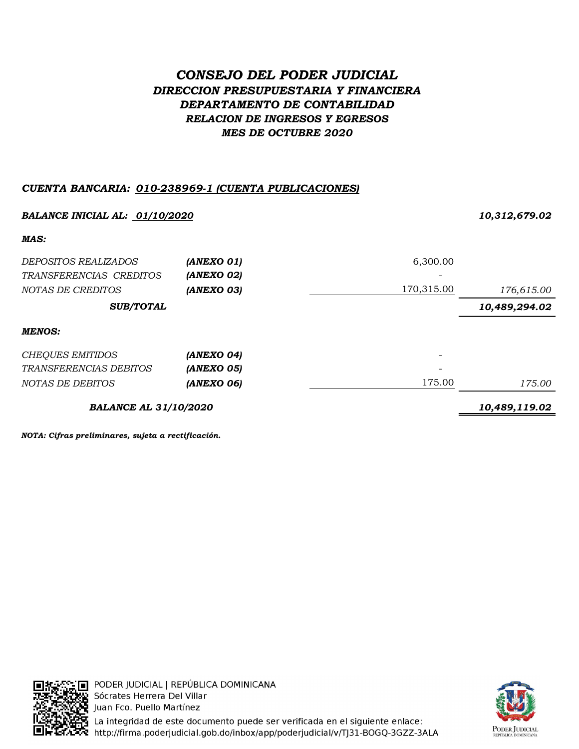# *CONSEJO DEL PODER JUDICIAL*

## *DIRECCION PRESUPUESTARIA Y FINANCIERA*

## *DEPARTAMENTO DE CONTABILIDAD*

### *RELACION DE INGRESOS Y EGRESOS*

### *MES DE OCTUBRE 2020*

***CUENTA BANCARIA: 010-238969-1 (CUENTA PUBLICACIONES)***

| | | | |
|---|---|---|---|
| ***BALANCE INICIAL AL: 01/10/2020*** | | | ***10,312,679.02*** |
| ***MAS:*** | | | |
| *DEPOSITOS REALIZADOS* | ***(ANEXO 01)*** | 6,300.00 | |
| *TRANSFERENCIAS CREDITOS* | ***(ANEXO 02)*** | - | |
| *NOTAS DE CREDITOS* | ***(ANEXO 03)*** | 170,315.00 | *176,615.00* |
| ***SUB/TOTAL*** | | | ***10,489,294.02*** |
| ***MENOS:*** | | | |
| *CHEQUES EMITIDOS* | ***(ANEXO 04)*** | - | |
| *TRANSFERENCIAS DEBITOS* | ***(ANEXO 05)*** | - | |
| *NOTAS DE DEBITOS* | ***(ANEXO 06)*** | 175.00 | *175.00* |
| ***BALANCE AL 31/10/2020*** | | | ***10,489,119.02*** |

***NOTA: Cifras preliminares, sujeta a rectificación.***

PODER JUDICIAL | REPÚBLICA DOMINICANA
Sócrates Herrera Del Villar
Juan Fco. Puello Martínez
La integridad de este documento puede ser verificada en el siguiente enlace:
http://firma.poderjudicial.gob.do/inbox/app/poderjudicial/v/TJ31-BOGQ-3GZZ-3ALA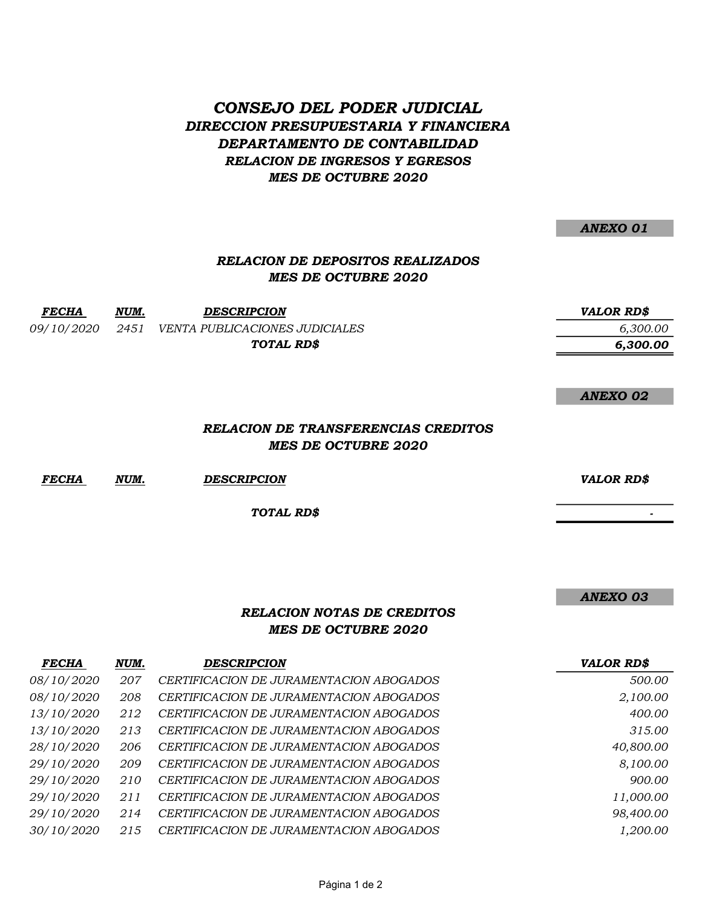# *CONSEJO DEL PODER JUDICIAL*

## *DIRECCION PRESUPUESTARIA Y FINANCIERA*

## *DEPARTAMENTO DE CONTABILIDAD*

### *RELACION DE INGRESOS Y EGRESOS*

### *MES DE OCTUBRE 2020*

***ANEXO 01***

### *RELACION DE DEPOSITOS REALIZADOS*
### *MES DE OCTUBRE 2020*

| *FECHA* | *NUM.* | *DESCRIPCION* | *VALOR RD$* |
|---|---|---|---|
| *09/10/2020* | *2451* | *VENTA PUBLICACIONES JUDICIALES* | *6,300.00* |
| | | ***TOTAL RD$*** | ***6,300.00*** |

***ANEXO 02***

### *RELACION DE TRANSFERENCIAS CREDITOS*
### *MES DE OCTUBRE 2020*

| *FECHA* | *NUM.* | *DESCRIPCION* | *VALOR RD$* |
|---|---|---|---|
| | | ***TOTAL RD$*** | *-* |

***ANEXO 03***

### *RELACION NOTAS DE CREDITOS*
### *MES DE OCTUBRE 2020*

| *FECHA* | *NUM.* | *DESCRIPCION* | *VALOR RD$* |
|---|---|---|---|
| *08/10/2020* | *207* | *CERTIFICACION DE JURAMENTACION ABOGADOS* | *500.00* |
| *08/10/2020* | *208* | *CERTIFICACION DE JURAMENTACION ABOGADOS* | *2,100.00* |
| *13/10/2020* | *212* | *CERTIFICACION DE JURAMENTACION ABOGADOS* | *400.00* |
| *13/10/2020* | *213* | *CERTIFICACION DE JURAMENTACION ABOGADOS* | *315.00* |
| *28/10/2020* | *206* | *CERTIFICACION DE JURAMENTACION ABOGADOS* | *40,800.00* |
| *29/10/2020* | *209* | *CERTIFICACION DE JURAMENTACION ABOGADOS* | *8,100.00* |
| *29/10/2020* | *210* | *CERTIFICACION DE JURAMENTACION ABOGADOS* | *900.00* |
| *29/10/2020* | *211* | *CERTIFICACION DE JURAMENTACION ABOGADOS* | *11,000.00* |
| *29/10/2020* | *214* | *CERTIFICACION DE JURAMENTACION ABOGADOS* | *98,400.00* |
| *30/10/2020* | *215* | *CERTIFICACION DE JURAMENTACION ABOGADOS* | *1,200.00* |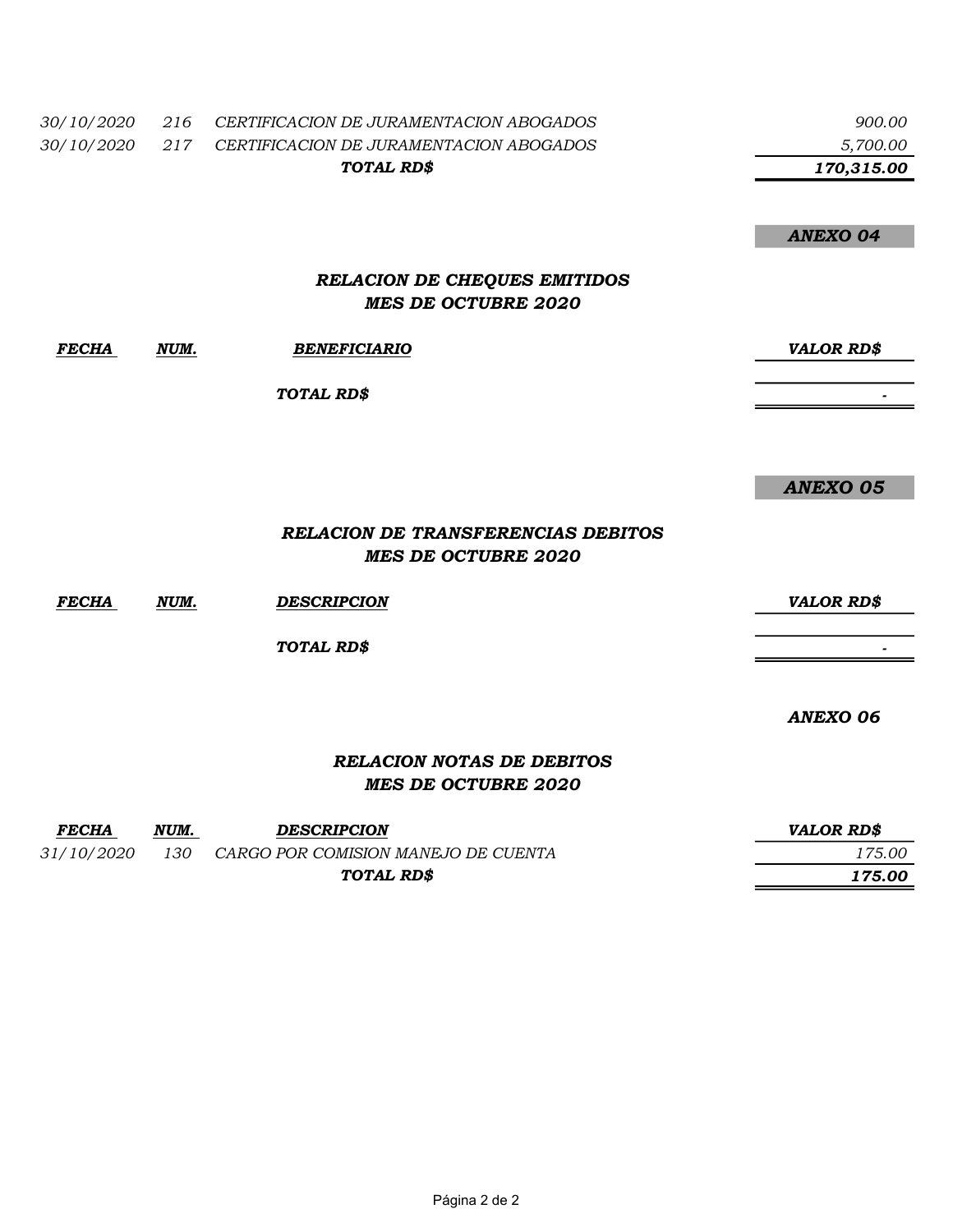| | | | |
|---|---|---|---|
| *30/10/2020* | *216* | *CERTIFICACION DE JURAMENTACION ABOGADOS* | *900.00* |
| *30/10/2020* | *217* | *CERTIFICACION DE JURAMENTACION ABOGADOS* | *5,700.00* |
| | | ***TOTAL RD$*** | ***170,315.00*** |

***ANEXO 04***

### *RELACION DE CHEQUES EMITIDOS*
### *MES DE OCTUBRE 2020*

| *FECHA* | *NUM.* | *BENEFICIARIO* | *VALOR RD$* |
|---|---|---|---|
| | | ***TOTAL RD$*** | *-* |

***ANEXO 05***

### *RELACION DE TRANSFERENCIAS DEBITOS*
### *MES DE OCTUBRE 2020*

| *FECHA* | *NUM.* | *DESCRIPCION* | *VALOR RD$* |
|---|---|---|---|
| | | ***TOTAL RD$*** | *-* |

***ANEXO 06***

### *RELACION NOTAS DE DEBITOS*
### *MES DE OCTUBRE 2020*

| *FECHA* | *NUM.* | *DESCRIPCION* | *VALOR RD$* |
|---|---|---|---|
| *31/10/2020* | *130* | *CARGO POR COMISION MANEJO DE CUENTA* | *175.00* |
| | | ***TOTAL RD$*** | ***175.00*** |